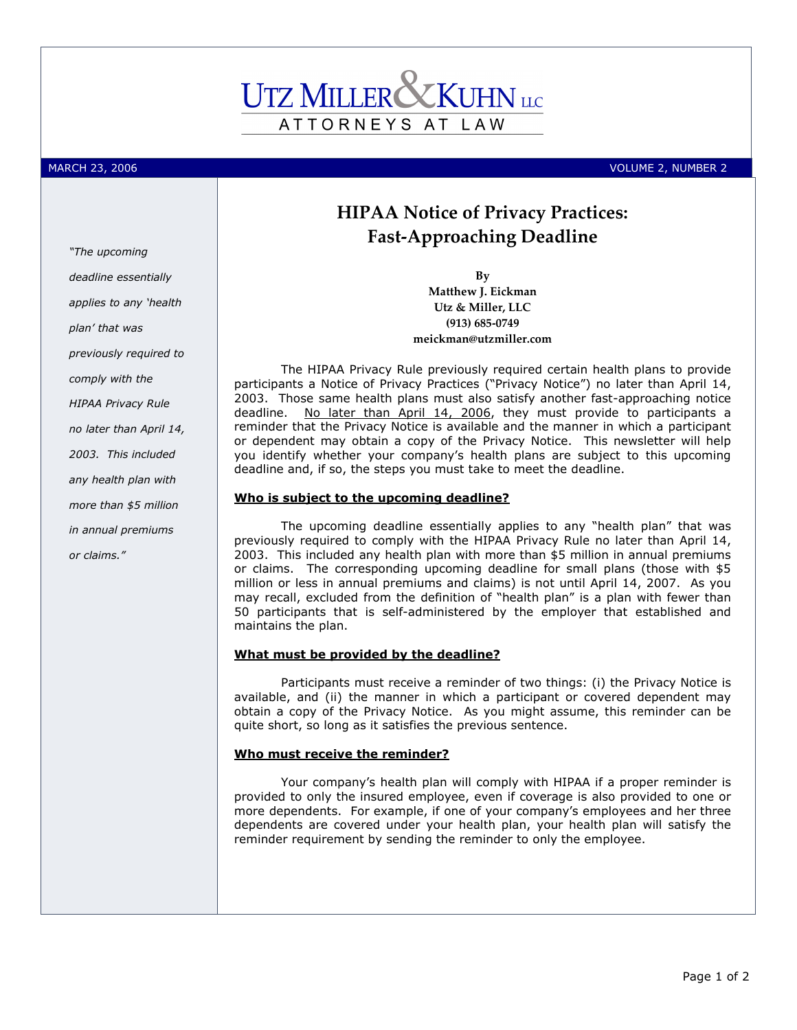# UTZ MILLER & KUHN LLC

ATTORNEYS AT LAW

MARCH 23, 2006 VOLUME 2, NUMBER 2

*"The upcoming deadline essentially applies to any 'health plan' that was previously required to comply with the HIPAA Privacy Rule no later than April 14, 2003. This included any health plan with more than $5 million in annual premiums or claims."*

## HIPAA Notice of Privacy Practices: Fast-Approaching Deadline

**By**
**Matthew J. Eickman**
**Utz & Miller, LLC**
**(913) 685-0749**
**meickman@utzmiller.com**

The HIPAA Privacy Rule previously required certain health plans to provide participants a Notice of Privacy Practices ("Privacy Notice") no later than April 14, 2003. Those same health plans must also satisfy another fast-approaching notice deadline. No later than April 14, 2006, they must provide to participants a reminder that the Privacy Notice is available and the manner in which a participant or dependent may obtain a copy of the Privacy Notice. This newsletter will help you identify whether your company's health plans are subject to this upcoming deadline and, if so, the steps you must take to meet the deadline.

### Who is subject to the upcoming deadline?

The upcoming deadline essentially applies to any "health plan" that was previously required to comply with the HIPAA Privacy Rule no later than April 14, 2003. This included any health plan with more than $5 million in annual premiums or claims. The corresponding upcoming deadline for small plans (those with $5 million or less in annual premiums and claims) is not until April 14, 2007. As you may recall, excluded from the definition of "health plan" is a plan with fewer than 50 participants that is self-administered by the employer that established and maintains the plan.

### What must be provided by the deadline?

Participants must receive a reminder of two things: (i) the Privacy Notice is available, and (ii) the manner in which a participant or covered dependent may obtain a copy of the Privacy Notice. As you might assume, this reminder can be quite short, so long as it satisfies the previous sentence.

### Who must receive the reminder?

Your company's health plan will comply with HIPAA if a proper reminder is provided to only the insured employee, even if coverage is also provided to one or more dependents. For example, if one of your company's employees and her three dependents are covered under your health plan, your health plan will satisfy the reminder requirement by sending the reminder to only the employee.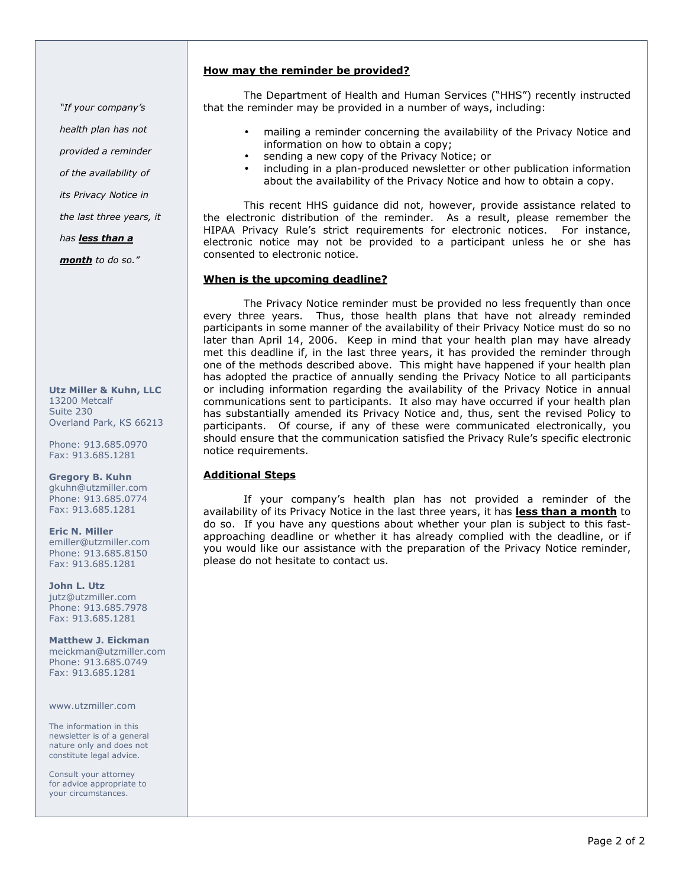## How may the reminder be provided?

The Department of Health and Human Services ("HHS") recently instructed that the reminder may be provided in a number of ways, including:

- mailing a reminder concerning the availability of the Privacy Notice and information on how to obtain a copy;
- sending a new copy of the Privacy Notice; or
- including in a plan-produced newsletter or other publication information about the availability of the Privacy Notice and how to obtain a copy.

This recent HHS guidance did not, however, provide assistance related to the electronic distribution of the reminder. As a result, please remember the HIPAA Privacy Rule's strict requirements for electronic notices. For instance, electronic notice may not be provided to a participant unless he or she has consented to electronic notice.

## When is the upcoming deadline?

The Privacy Notice reminder must be provided no less frequently than once every three years. Thus, those health plans that have not already reminded participants in some manner of the availability of their Privacy Notice must do so no later than April 14, 2006. Keep in mind that your health plan may have already met this deadline if, in the last three years, it has provided the reminder through one of the methods described above. This might have happened if your health plan has adopted the practice of annually sending the Privacy Notice to all participants or including information regarding the availability of the Privacy Notice in annual communications sent to participants. It also may have occurred if your health plan has substantially amended its Privacy Notice and, thus, sent the revised Policy to participants. Of course, if any of these were communicated electronically, you should ensure that the communication satisfied the Privacy Rule's specific electronic notice requirements.

## Additional Steps

If your company's health plan has not provided a reminder of the availability of its Privacy Notice in the last three years, it has **less than a month** to do so. If you have any questions about whether your plan is subject to this fast-approaching deadline or whether it has already complied with the deadline, or if you would like our assistance with the preparation of the Privacy Notice reminder, please do not hesitate to contact us.

*"If your company's health plan has not provided a reminder of the availability of its Privacy Notice in the last three years, it has **less than a month** to do so."*

**Utz Miller & Kuhn, LLC**
13200 Metcalf
Suite 230
Overland Park, KS 66213

Phone: 913.685.0970
Fax: 913.685.1281

**Gregory B. Kuhn**
gkuhn@utzmiller.com
Phone: 913.685.0774
Fax: 913.685.1281

**Eric N. Miller**
emiller@utzmiller.com
Phone: 913.685.8150
Fax: 913.685.1281

**John L. Utz**
jutz@utzmiller.com
Phone: 913.685.7978
Fax: 913.685.1281

**Matthew J. Eickman**
meickman@utzmiller.com
Phone: 913.685.0749
Fax: 913.685.1281

www.utzmiller.com

The information in this newsletter is of a general nature only and does not constitute legal advice.

Consult your attorney for advice appropriate to your circumstances.